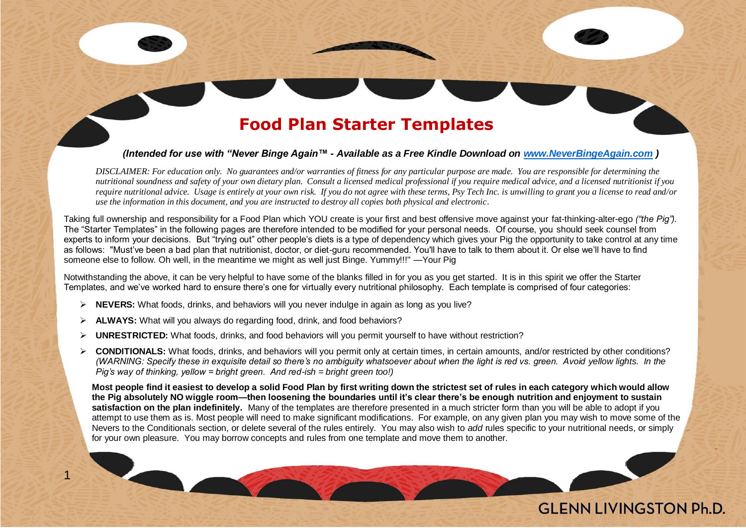# Food Plan Starter Templates

***(Intended for use with "Never Binge Again™ - Available as a Free Kindle Download on [www.NeverBingeAgain.com](http://www.NeverBingeAgain.com) )***

*DISCLAIMER: For education only. No guarantees and/or warranties of fitness for any particular purpose are made. You are responsible for determining the nutritional soundness and safety of your own dietary plan. Consult a licensed medical professional if you require medical advice, and a licensed nutritionist if you require nutritional advice. Usage is entirely at your own risk. If you do not agree with these terms, Psy Tech Inc. is unwilling to grant you a license to read and/or use the information in this document, and you are instructed to destroy all copies both physical and electronic.*

Taking full ownership and responsibility for a Food Plan which YOU create is your first and best offensive move against your fat-thinking-alter-ego *("the Pig").* The "Starter Templates" in the following pages are therefore intended to be modified for your personal needs. Of course, you should seek counsel from experts to inform your decisions. But "trying out" other people's diets is a type of dependency which gives your Pig the opportunity to take control at any time as follows: "Must've been a bad plan that nutritionist, doctor, or diet-guru recommended. You'll have to talk to them about it. Or else we'll have to find someone else to follow. Oh well, in the meantime we might as well just Binge. Yummy!!!" —Your Pig

Notwithstanding the above, it can be very helpful to have some of the blanks filled in for you as you get started. It is in this spirit we offer the Starter Templates, and we've worked hard to ensure there's one for virtually every nutritional philosophy. Each template is comprised of four categories:

- **NEVERS:** What foods, drinks, and behaviors will you never indulge in again as long as you live?
- **ALWAYS:** What will you always do regarding food, drink, and food behaviors?
- **UNRESTRICTED:** What foods, drinks, and food behaviors will you permit yourself to have without restriction?
- **CONDITIONALS:** What foods, drinks, and behaviors will you permit only at certain times, in certain amounts, and/or restricted by other conditions? *(WARNING: Specify these in exquisite detail so there's no ambiguity whatsoever about when the light is red vs. green. Avoid yellow lights. In the Pig's way of thinking, yellow = bright green. And red-ish = bright green too!)*

**Most people find it easiest to develop a solid Food Plan by first writing down the strictest set of rules in each category which would allow the Pig absolutely NO wiggle room—then loosening the boundaries until it's clear there's be enough nutrition and enjoyment to sustain satisfaction on the plan indefinitely.** Many of the templates are therefore presented in a much stricter form than you will be able to adopt if you attempt to use them as is. Most people will need to make significant modifications. For example, on any given plan you may wish to move some of the Nevers to the Conditionals section, or delete several of the rules entirely. You may also wish to *add* rules specific to your nutritional needs, or simply for your own pleasure. You may borrow concepts and rules from one template and move them to another.

GLENN LIVINGSTON Ph.D.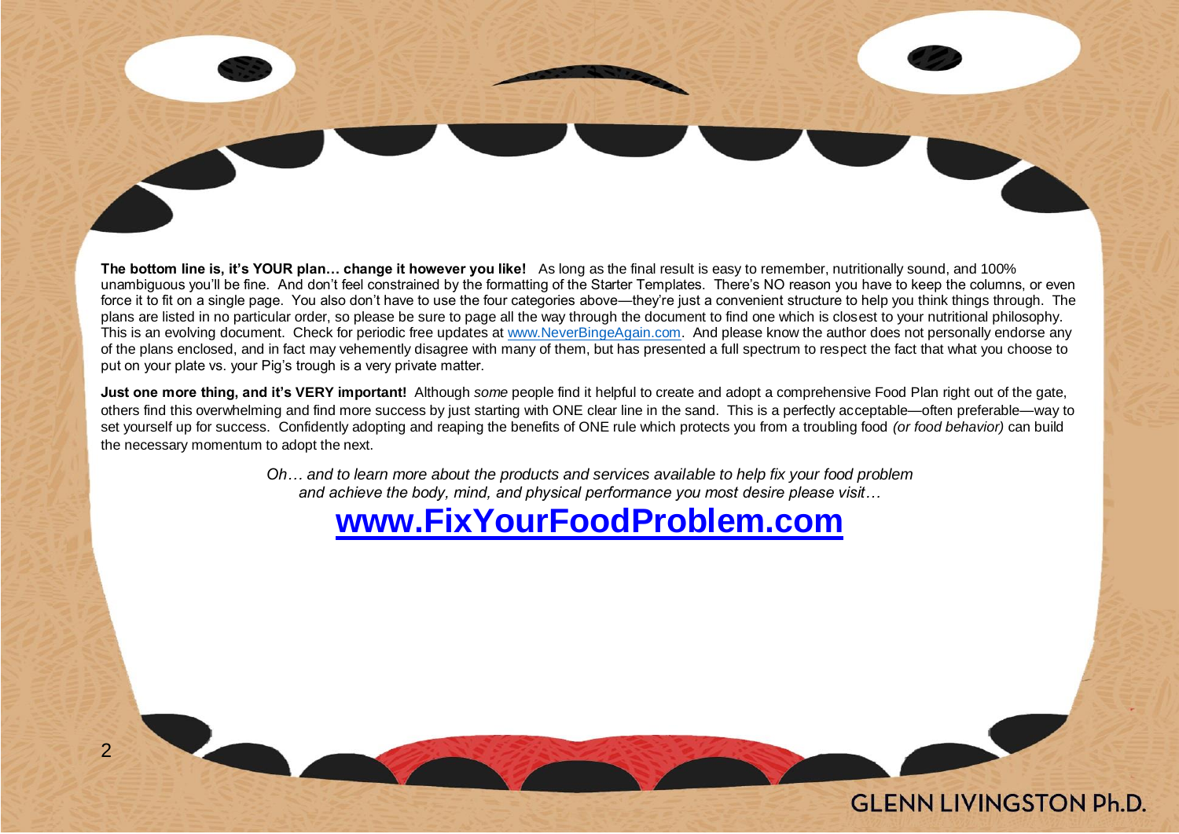**The bottom line is, it's YOUR plan… change it however you like!** As long as the final result is easy to remember, nutritionally sound, and 100% unambiguous you'll be fine. And don't feel constrained by the formatting of the Starter Templates. There's NO reason you have to keep the columns, or even force it to fit on a single page. You also don't have to use the four categories above—they're just a convenient structure to help you think things through. The plans are listed in no particular order, so please be sure to page all the way through the document to find one which is closest to your nutritional philosophy. This is an evolving document. Check for periodic free updates at [www.NeverBingeAgain.com](http://www.NeverBingeAgain.com). And please know the author does not personally endorse any of the plans enclosed, and in fact may vehemently disagree with many of them, but has presented a full spectrum to respect the fact that what you choose to put on your plate vs. your Pig's trough is a very private matter.

**Just one more thing, and it's VERY important!** Although *some* people find it helpful to create and adopt a comprehensive Food Plan right out of the gate, others find this overwhelming and find more success by just starting with ONE clear line in the sand. This is a perfectly acceptable—often preferable—way to set yourself up for success. Confidently adopting and reaping the benefits of ONE rule which protects you from a troubling food *(or food behavior)* can build the necessary momentum to adopt the next.

*Oh… and to learn more about the products and services available to help fix your food problem and achieve the body, mind, and physical performance you most desire please visit…*

## [www.FixYourFoodProblem.com](http://www.FixYourFoodProblem.com)

GLENN LIVINGSTON Ph.D.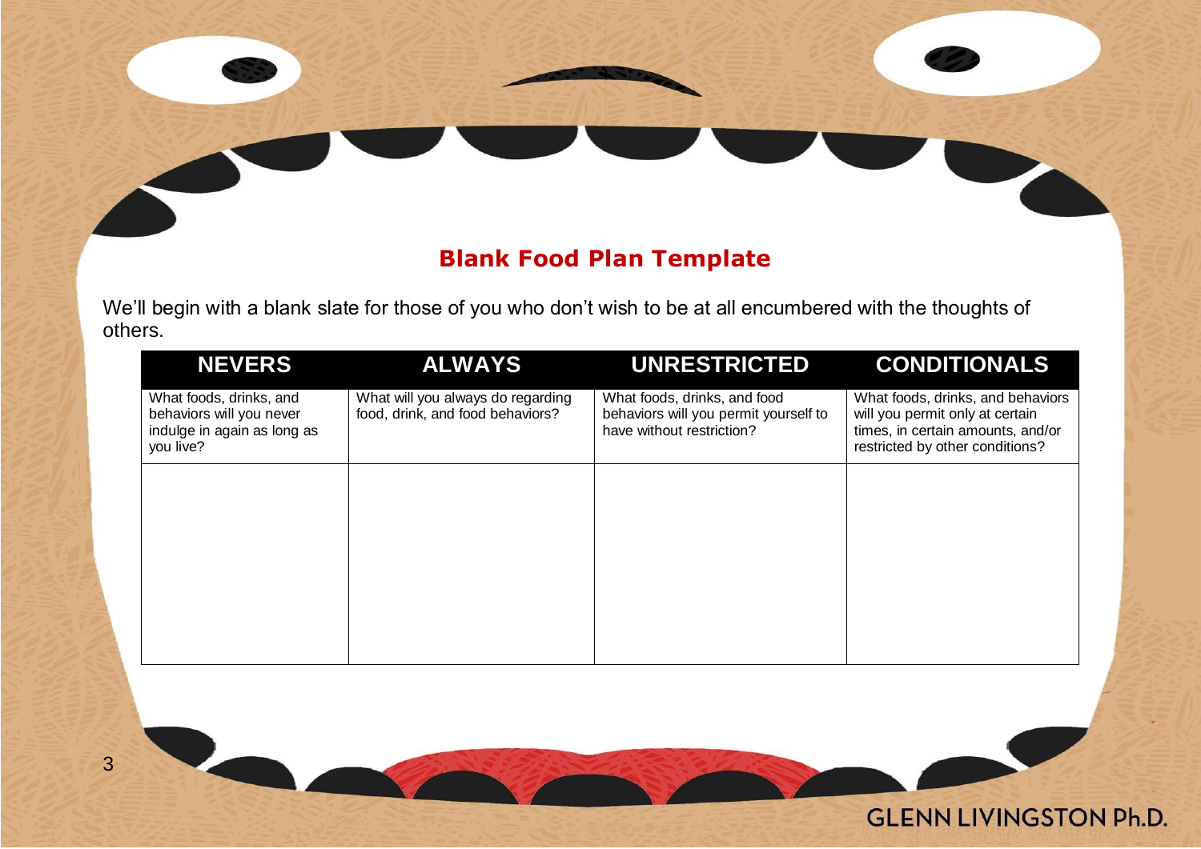## Blank Food Plan Template

We'll begin with a blank slate for those of you who don't wish to be at all encumbered with the thoughts of others.

| NEVERS | ALWAYS | UNRESTRICTED | CONDITIONALS |
|---|---|---|---|
| What foods, drinks, and behaviors will you never indulge in again as long as you live? | What will you always do regarding food, drink, and food behaviors? | What foods, drinks, and food behaviors will you permit yourself to have without restriction? | What foods, drinks, and behaviors will you permit only at certain times, in certain amounts, and/or restricted by other conditions? |
| | | | |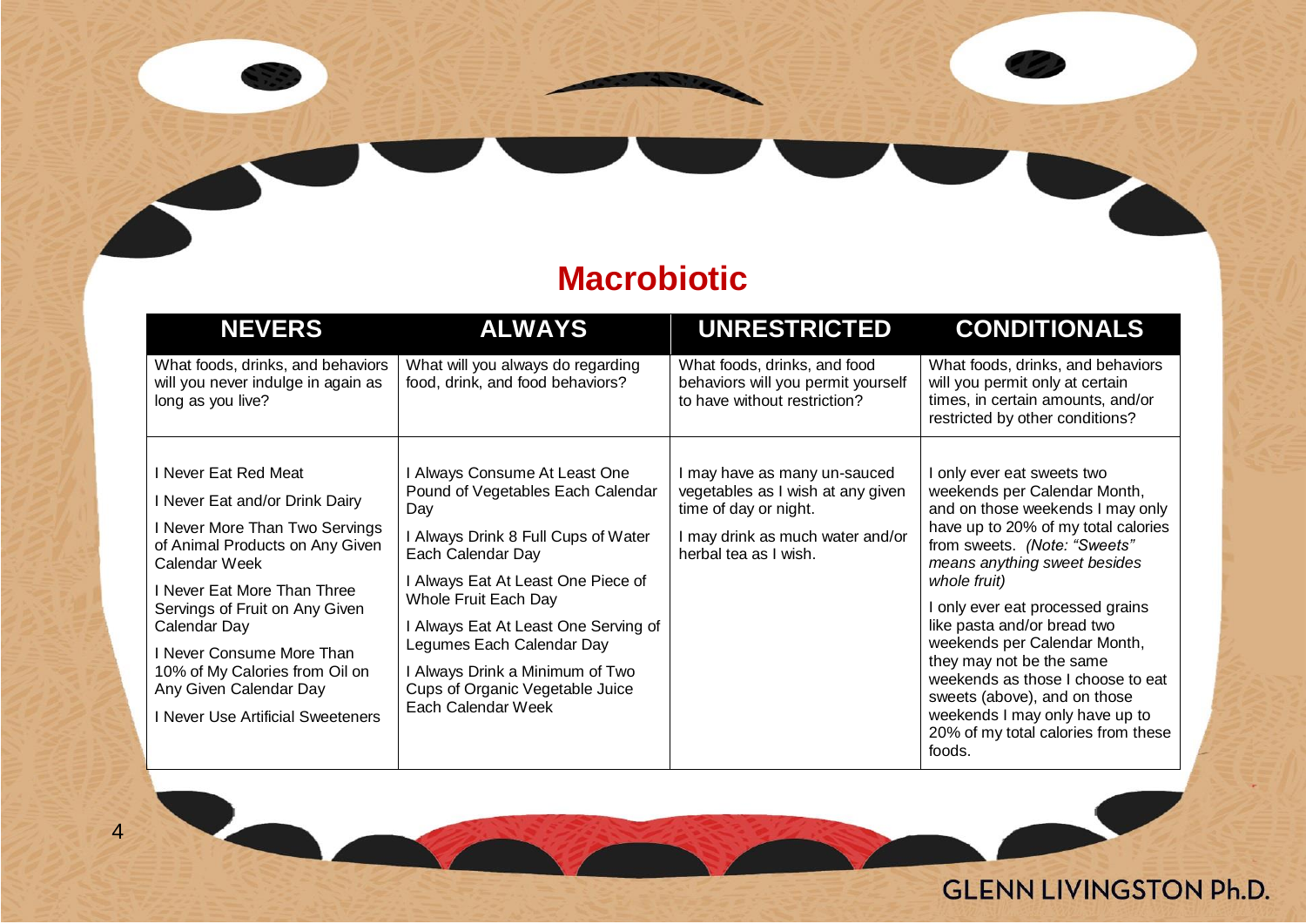# Macrobiotic

| NEVERS | ALWAYS | UNRESTRICTED | CONDITIONALS |
|---|---|---|---|
| What foods, drinks, and behaviors will you never indulge in again as long as you live? | What will you always do regarding food, drink, and food behaviors? | What foods, drinks, and food behaviors will you permit yourself to have without restriction? | What foods, drinks, and behaviors will you permit only at certain times, in certain amounts, and/or restricted by other conditions? |
| I Never Eat Red Meat<br>I Never Eat and/or Drink Dairy<br>I Never More Than Two Servings of Animal Products on Any Given Calendar Week<br>I Never Eat More Than Three Servings of Fruit on Any Given Calendar Day<br>I Never Consume More Than 10% of My Calories from Oil on Any Given Calendar Day<br>I Never Use Artificial Sweeteners | I Always Consume At Least One Pound of Vegetables Each Calendar Day<br>I Always Drink 8 Full Cups of Water Each Calendar Day<br>I Always Eat At Least One Piece of Whole Fruit Each Day<br>I Always Eat At Least One Serving of Legumes Each Calendar Day<br>I Always Drink a Minimum of Two Cups of Organic Vegetable Juice Each Calendar Week | I may have as many un-sauced vegetables as I wish at any given time of day or night.<br>I may drink as much water and/or herbal tea as I wish. | I only ever eat sweets two weekends per Calendar Month, and on those weekends I may only have up to 20% of my total calories from sweets. *(Note: "Sweets" means anything sweet besides whole fruit)*<br>I only ever eat processed grains like pasta and/or bread two weekends per Calendar Month, they may not be the same weekends as those I choose to eat sweets (above), and on those weekends I may only have up to 20% of my total calories from these foods. |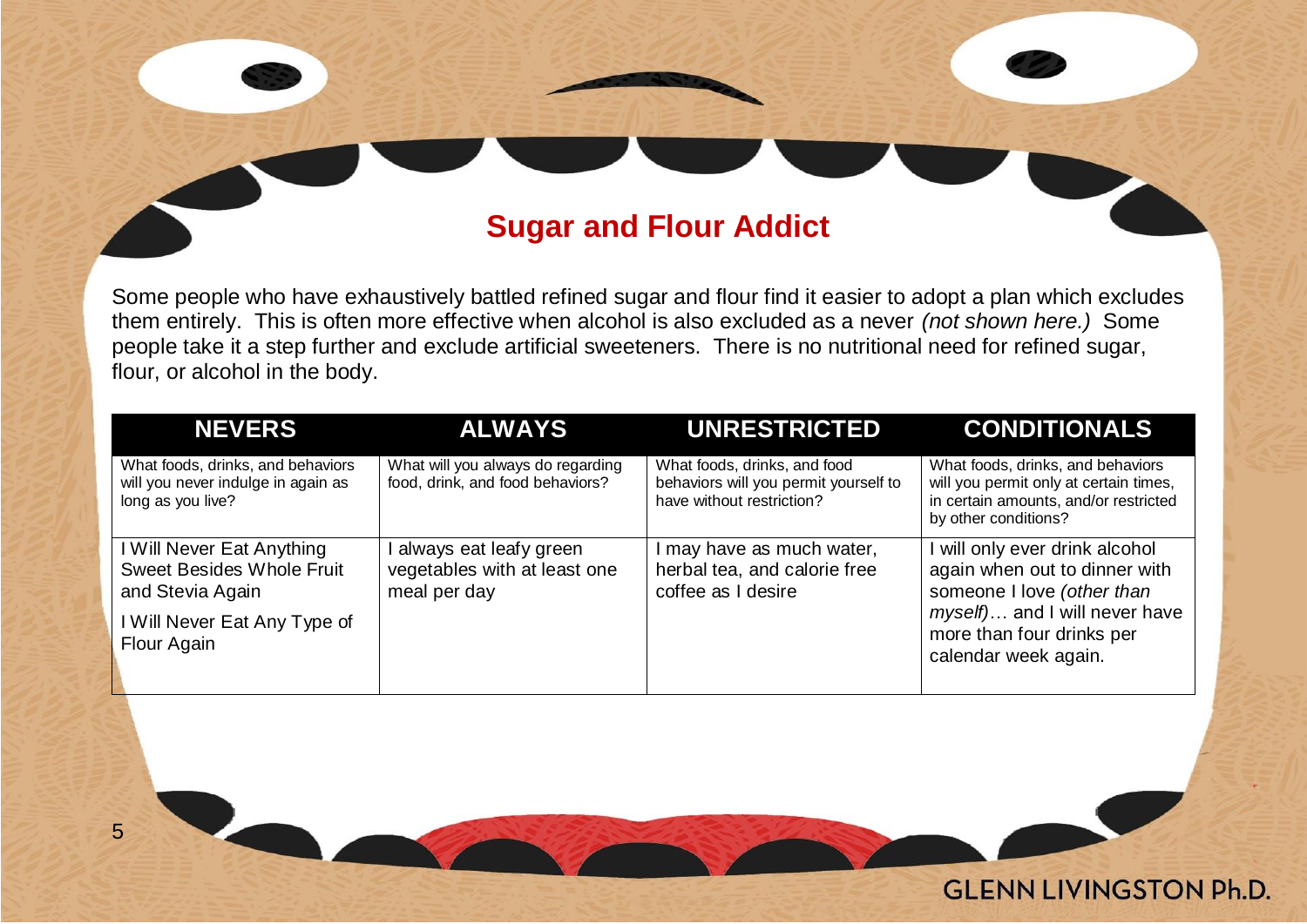## Sugar and Flour Addict

Some people who have exhaustively battled refined sugar and flour find it easier to adopt a plan which excludes them entirely. This is often more effective when alcohol is also excluded as a never *(not shown here.)* Some people take it a step further and exclude artificial sweeteners. There is no nutritional need for refined sugar, flour, or alcohol in the body.

| NEVERS | ALWAYS | UNRESTRICTED | CONDITIONALS |
| --- | --- | --- | --- |
| What foods, drinks, and behaviors will you never indulge in again as long as you live? | What will you always do regarding food, drink, and food behaviors? | What foods, drinks, and food behaviors will you permit yourself to have without restriction? | What foods, drinks, and behaviors will you permit only at certain times, in certain amounts, and/or restricted by other conditions? |
| I Will Never Eat Anything Sweet Besides Whole Fruit and Stevia Again<br><br>I Will Never Eat Any Type of Flour Again | I always eat leafy green vegetables with at least one meal per day | I may have as much water, herbal tea, and calorie free coffee as I desire | I will only ever drink alcohol again when out to dinner with someone I love *(other than myself)*… and I will never have more than four drinks per calendar week again. |

GLENN LIVINGSTON Ph.D.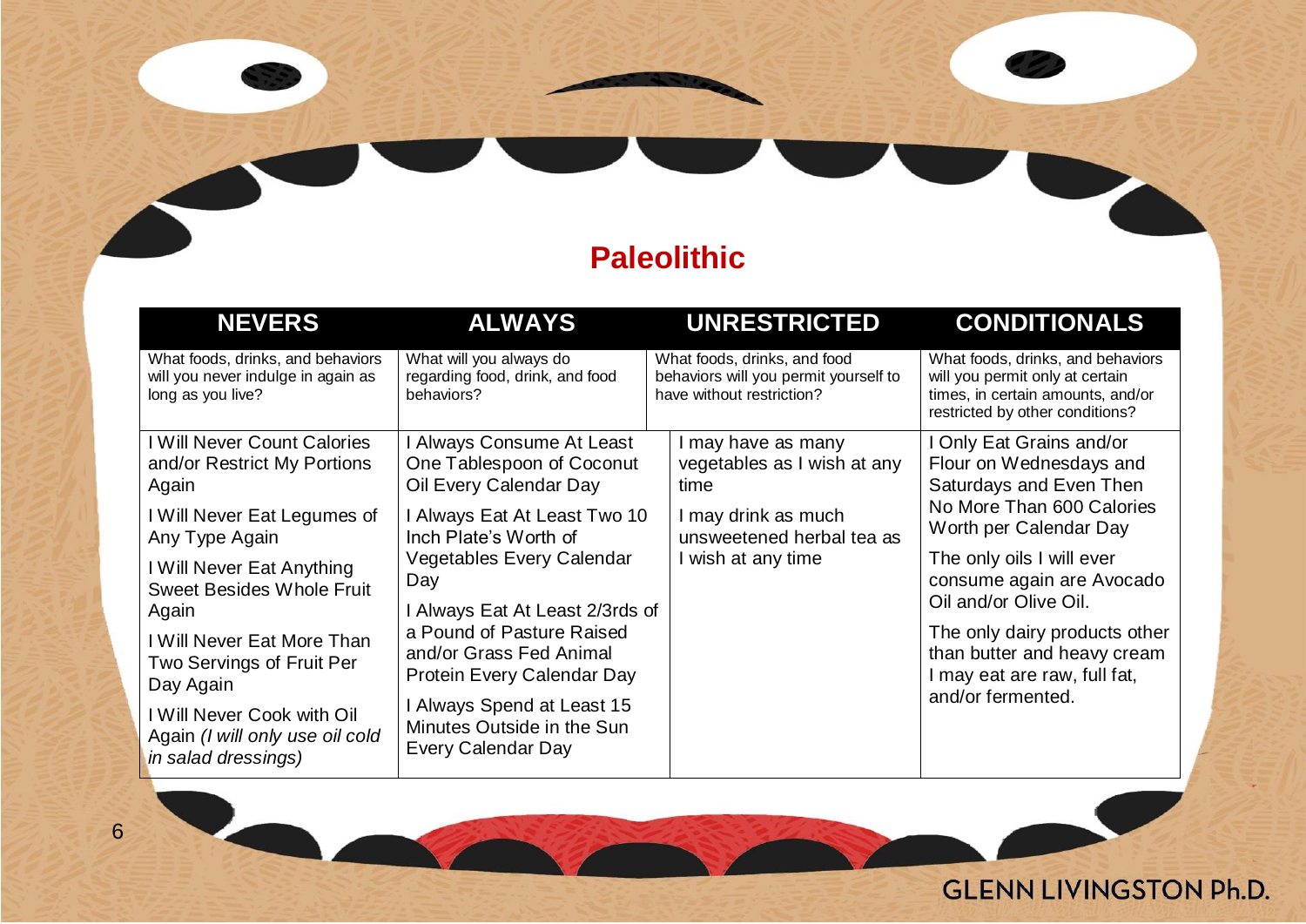# Paleolithic

| NEVERS | ALWAYS | UNRESTRICTED | CONDITIONALS |
|---|---|---|---|
| What foods, drinks, and behaviors will you never indulge in again as long as you live? | What will you always do regarding food, drink, and food behaviors? | What foods, drinks, and food behaviors will you permit yourself to have without restriction? | What foods, drinks, and behaviors will you permit only at certain times, in certain amounts, and/or restricted by other conditions? |
| I Will Never Count Calories and/or Restrict My Portions Again<br><br>I Will Never Eat Legumes of Any Type Again<br><br>I Will Never Eat Anything Sweet Besides Whole Fruit Again<br><br>I Will Never Eat More Than Two Servings of Fruit Per Day Again<br><br>I Will Never Cook with Oil Again *(I will only use oil cold in salad dressings)* | I Always Consume At Least One Tablespoon of Coconut Oil Every Calendar Day<br><br>I Always Eat At Least Two 10 Inch Plate's Worth of Vegetables Every Calendar Day<br><br>I Always Eat At Least 2/3rds of a Pound of Pasture Raised and/or Grass Fed Animal Protein Every Calendar Day<br><br>I Always Spend at Least 15 Minutes Outside in the Sun Every Calendar Day | I may have as many vegetables as I wish at any time<br><br>I may drink as much unsweetened herbal tea as I wish at any time | I Only Eat Grains and/or Flour on Wednesdays and Saturdays and Even Then No More Than 600 Calories Worth per Calendar Day<br><br>The only oils I will ever consume again are Avocado Oil and/or Olive Oil.<br><br>The only dairy products other than butter and heavy cream I may eat are raw, full fat, and/or fermented. |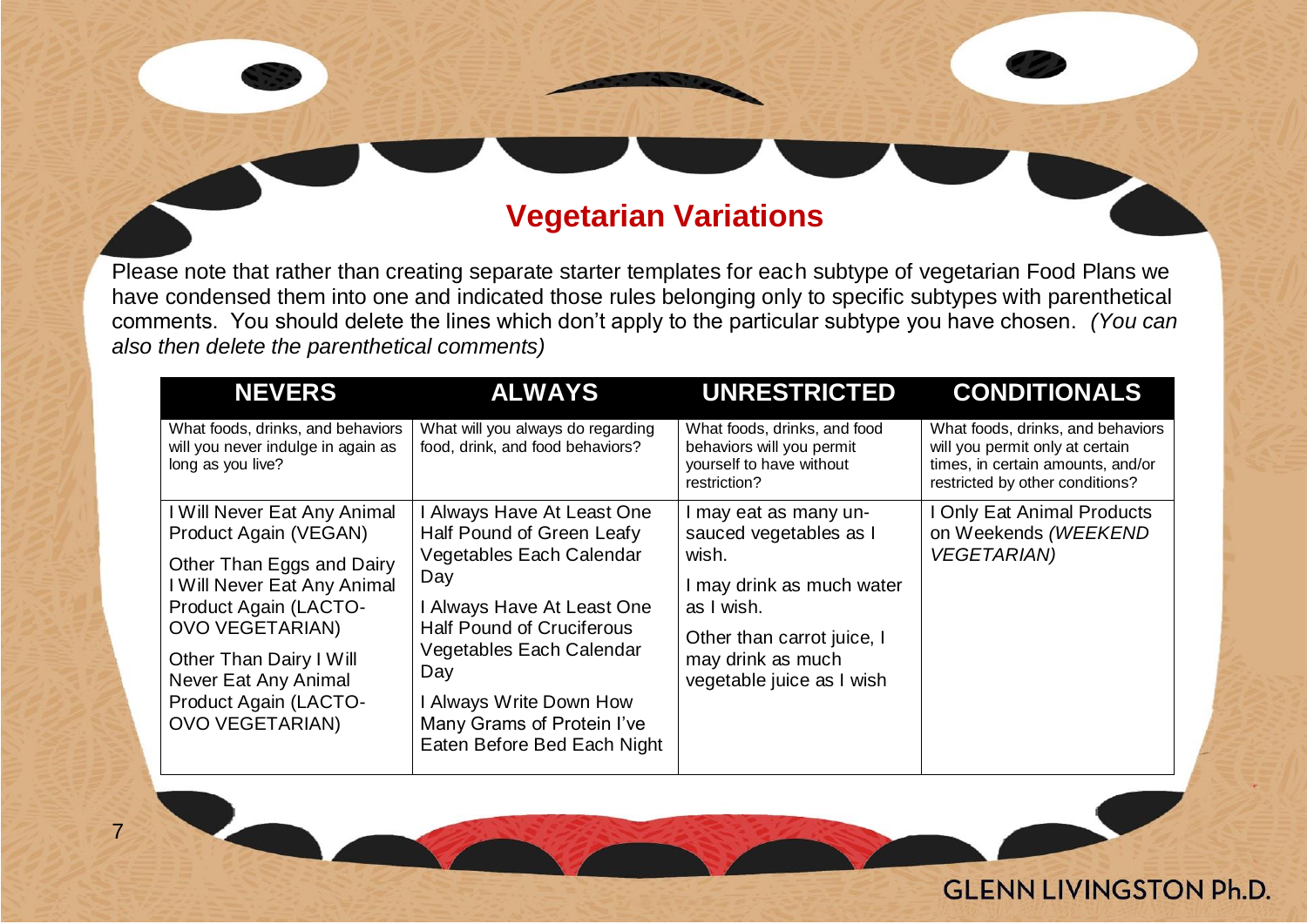## Vegetarian Variations

Please note that rather than creating separate starter templates for each subtype of vegetarian Food Plans we have condensed them into one and indicated those rules belonging only to specific subtypes with parenthetical comments. You should delete the lines which don't apply to the particular subtype you have chosen. *(You can also then delete the parenthetical comments)*

| NEVERS | ALWAYS | UNRESTRICTED | CONDITIONALS |
|---|---|---|---|
| What foods, drinks, and behaviors will you never indulge in again as long as you live? | What will you always do regarding food, drink, and food behaviors? | What foods, drinks, and food behaviors will you permit yourself to have without restriction? | What foods, drinks, and behaviors will you permit only at certain times, in certain amounts, and/or restricted by other conditions? |
| I Will Never Eat Any Animal Product Again (VEGAN)<br><br>Other Than Eggs and Dairy I Will Never Eat Any Animal Product Again (LACTO-OVO VEGETARIAN)<br><br>Other Than Dairy I Will Never Eat Any Animal Product Again (LACTO-OVO VEGETARIAN) | I Always Have At Least One Half Pound of Green Leafy Vegetables Each Calendar Day<br><br>I Always Have At Least One Half Pound of Cruciferous Vegetables Each Calendar Day<br><br>I Always Write Down How Many Grams of Protein I've Eaten Before Bed Each Night | I may eat as many un-sauced vegetables as I wish.<br><br>I may drink as much water as I wish.<br><br>Other than carrot juice, I may drink as much vegetable juice as I wish | I Only Eat Animal Products on Weekends *(WEEKEND VEGETARIAN)* |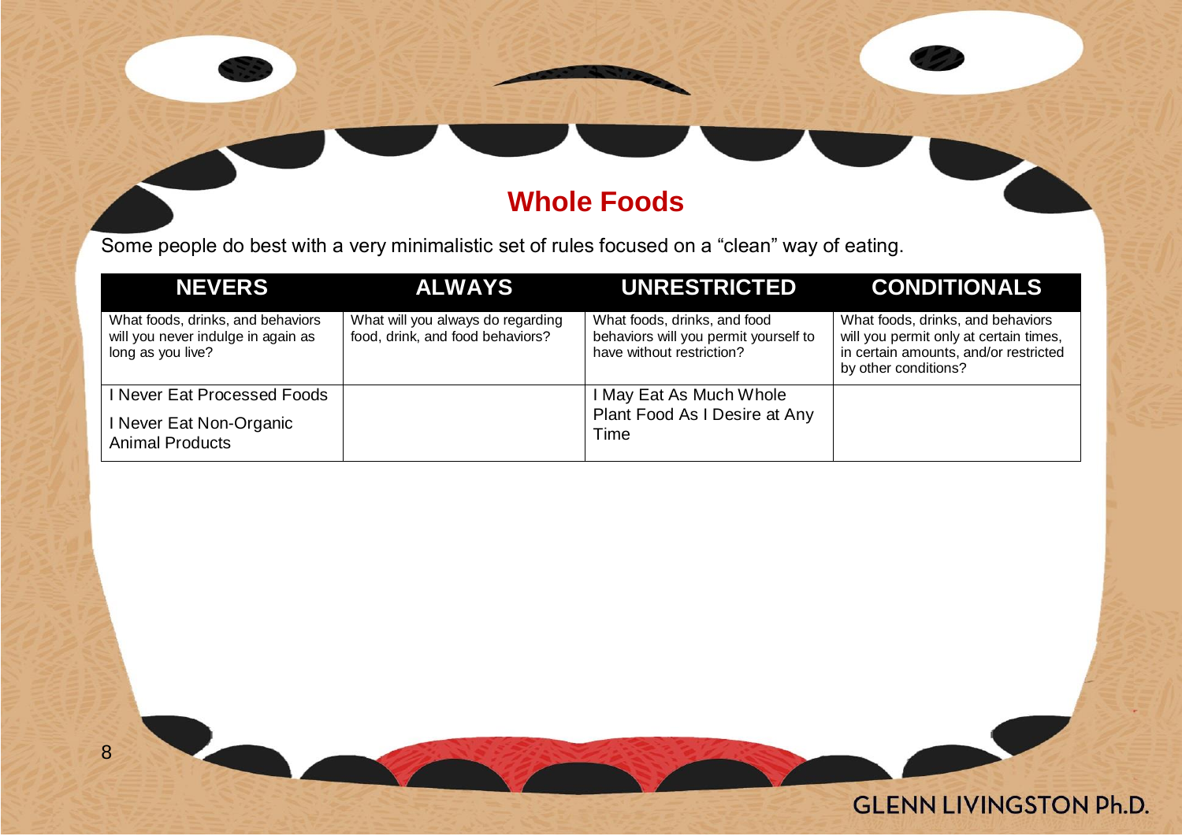## Whole Foods

Some people do best with a very minimalistic set of rules focused on a "clean" way of eating.

| NEVERS | ALWAYS | UNRESTRICTED | CONDITIONALS |
|---|---|---|---|
| What foods, drinks, and behaviors will you never indulge in again as long as you live? | What will you always do regarding food, drink, and food behaviors? | What foods, drinks, and food behaviors will you permit yourself to have without restriction? | What foods, drinks, and behaviors will you permit only at certain times, in certain amounts, and/or restricted by other conditions? |
| I Never Eat Processed Foods<br><br>I Never Eat Non-Organic Animal Products | | I May Eat As Much Whole Plant Food As I Desire at Any Time | |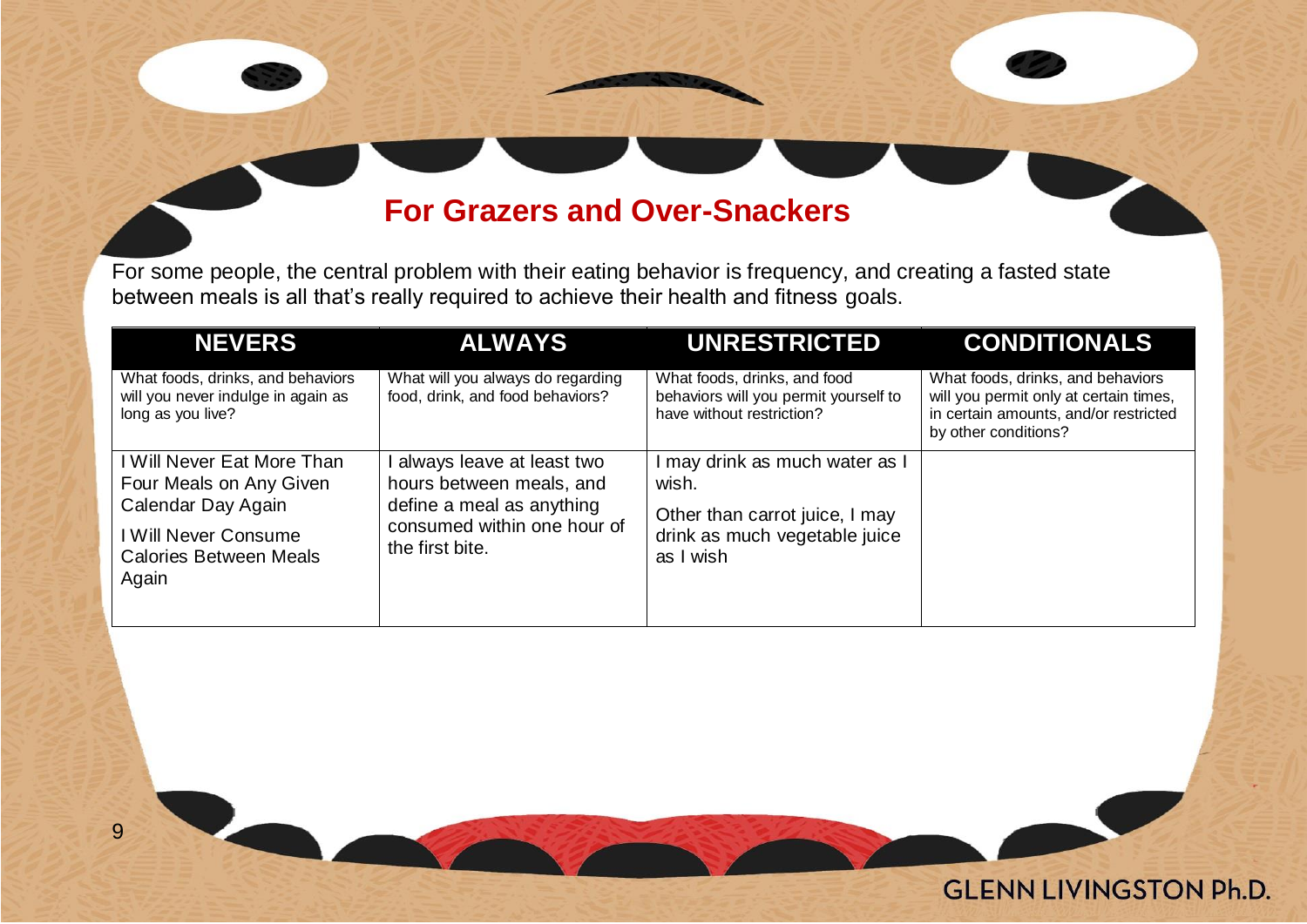## For Grazers and Over-Snackers

For some people, the central problem with their eating behavior is frequency, and creating a fasted state between meals is all that's really required to achieve their health and fitness goals.

| NEVERS | ALWAYS | UNRESTRICTED | CONDITIONALS |
|---|---|---|---|
| What foods, drinks, and behaviors will you never indulge in again as long as you live? | What will you always do regarding food, drink, and food behaviors? | What foods, drinks, and food behaviors will you permit yourself to have without restriction? | What foods, drinks, and behaviors will you permit only at certain times, in certain amounts, and/or restricted by other conditions? |
| I Will Never Eat More Than Four Meals on Any Given Calendar Day Again<br><br>I Will Never Consume Calories Between Meals Again | I always leave at least two hours between meals, and define a meal as anything consumed within one hour of the first bite. | I may drink as much water as I wish.<br><br>Other than carrot juice, I may drink as much vegetable juice as I wish | |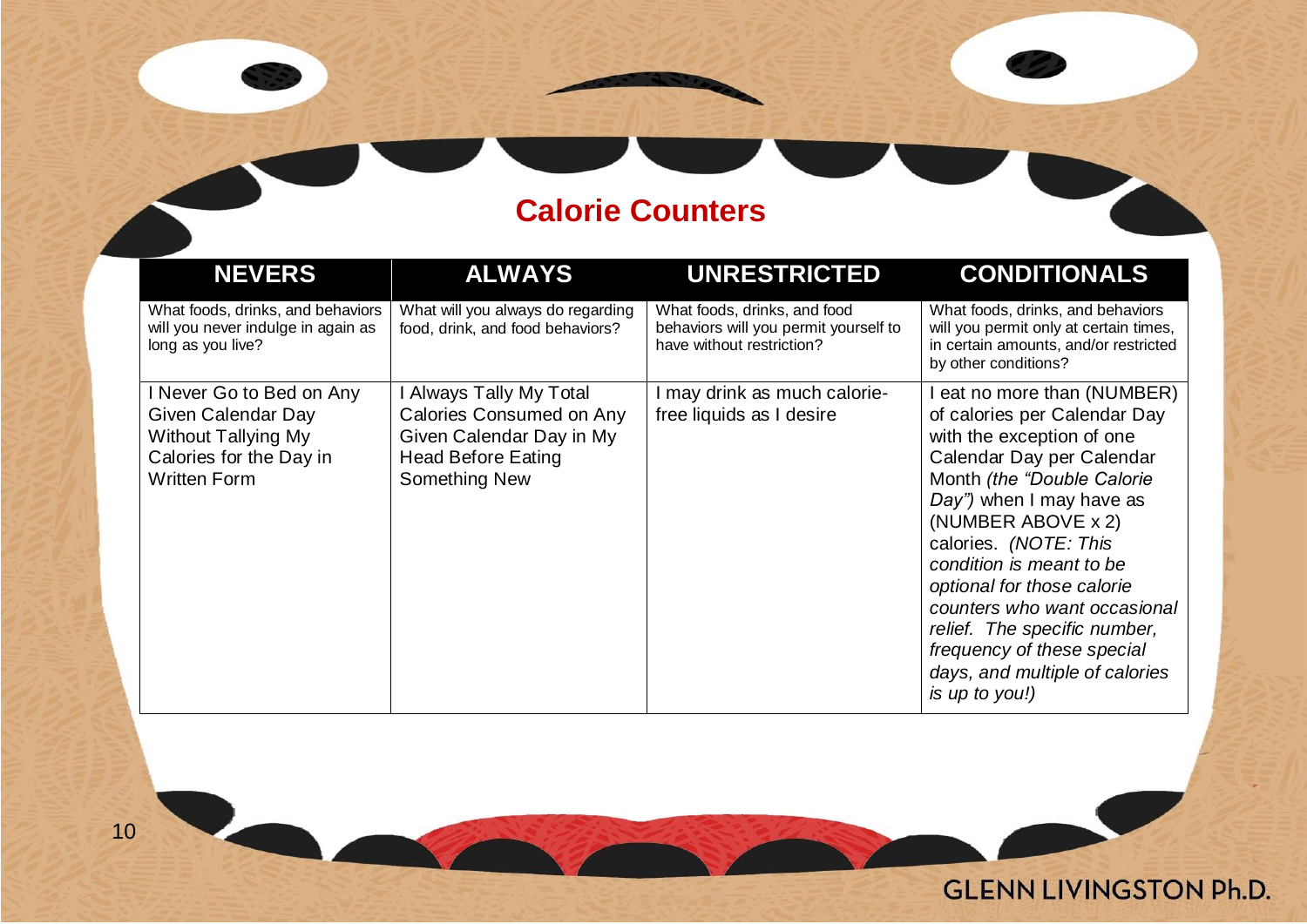## Calorie Counters

| NEVERS | ALWAYS | UNRESTRICTED | CONDITIONALS |
|---|---|---|---|
| What foods, drinks, and behaviors will you never indulge in again as long as you live? | What will you always do regarding food, drink, and food behaviors? | What foods, drinks, and food behaviors will you permit yourself to have without restriction? | What foods, drinks, and behaviors will you permit only at certain times, in certain amounts, and/or restricted by other conditions? |
| I Never Go to Bed on Any Given Calendar Day Without Tallying My Calories for the Day in Written Form | I Always Tally My Total Calories Consumed on Any Given Calendar Day in My Head Before Eating Something New | I may drink as much calorie-free liquids as I desire | I eat no more than (NUMBER) of calories per Calendar Day with the exception of one Calendar Day per Calendar Month *(the "Double Calorie Day")* when I may have as (NUMBER ABOVE x 2) calories. *(NOTE: This condition is meant to be optional for those calorie counters who want occasional relief. The specific number, frequency of these special days, and multiple of calories is up to you!)* |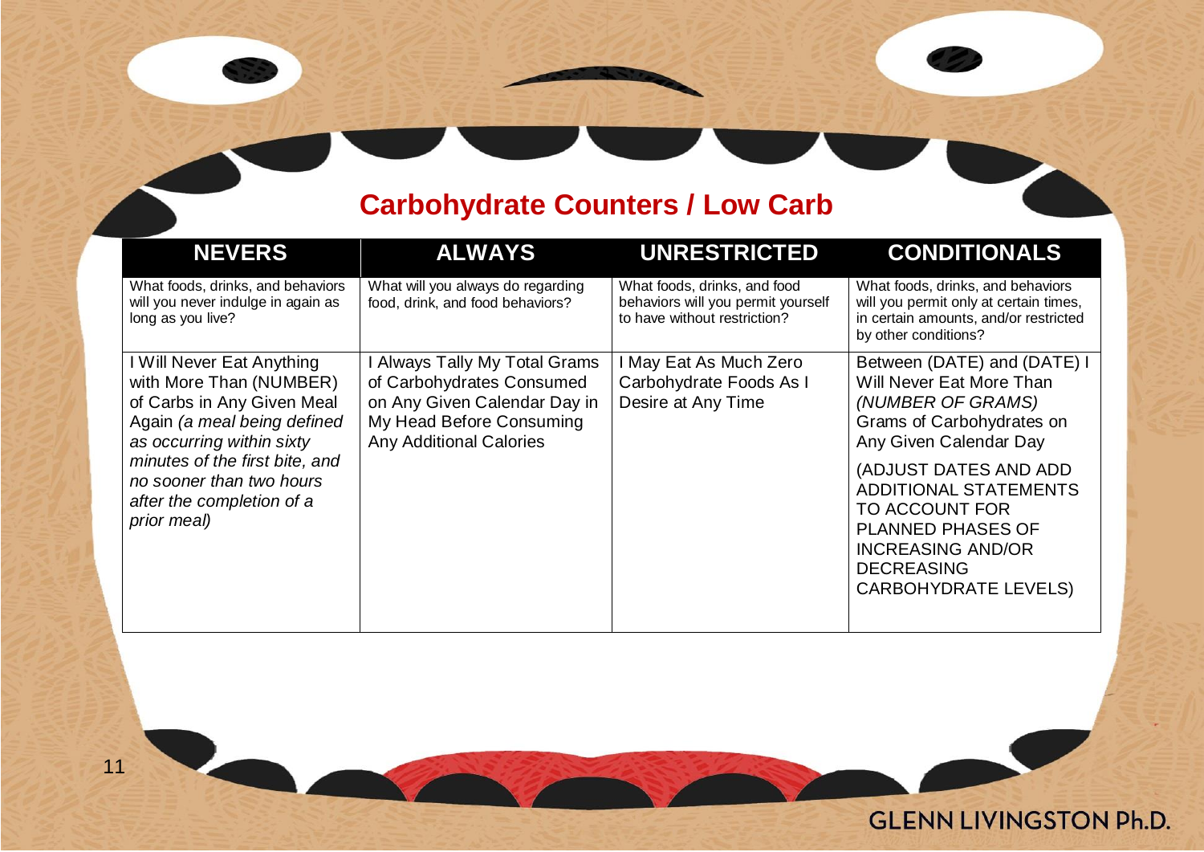## Carbohydrate Counters / Low Carb

| NEVERS | ALWAYS | UNRESTRICTED | CONDITIONALS |
|---|---|---|---|
| What foods, drinks, and behaviors will you never indulge in again as long as you live? | What will you always do regarding food, drink, and food behaviors? | What foods, drinks, and food behaviors will you permit yourself to have without restriction? | What foods, drinks, and behaviors will you permit only at certain times, in certain amounts, and/or restricted by other conditions? |
| I Will Never Eat Anything with More Than (NUMBER) of Carbs in Any Given Meal Again *(a meal being defined as occurring within sixty minutes of the first bite, and no sooner than two hours after the completion of a prior meal)* | I Always Tally My Total Grams of Carbohydrates Consumed on Any Given Calendar Day in My Head Before Consuming Any Additional Calories | I May Eat As Much Zero Carbohydrate Foods As I Desire at Any Time | Between (DATE) and (DATE) I Will Never Eat More Than *(NUMBER OF GRAMS)* Grams of Carbohydrates on Any Given Calendar Day<br><br>(ADJUST DATES AND ADD ADDITIONAL STATEMENTS TO ACCOUNT FOR PLANNED PHASES OF INCREASING AND/OR DECREASING CARBOHYDRATE LEVELS) |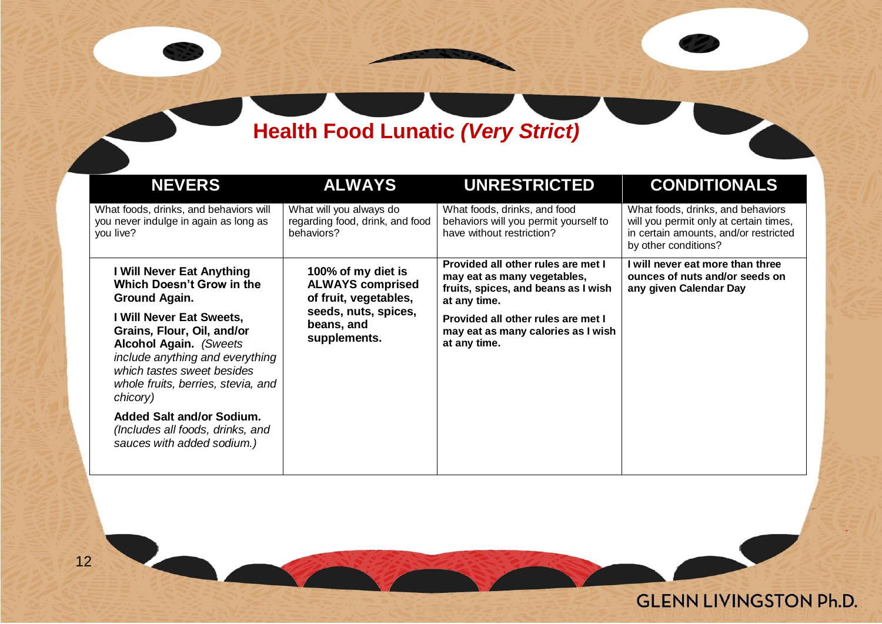## **Health Food Lunatic *(Very Strict)***

| NEVERS | ALWAYS | UNRESTRICTED | CONDITIONALS |
|---|---|---|---|
| What foods, drinks, and behaviors will you never indulge in again as long as you live? | What will you always do regarding food, drink, and food behaviors? | What foods, drinks, and food behaviors will you permit yourself to have without restriction? | What foods, drinks, and behaviors will you permit only at certain times, in certain amounts, and/or restricted by other conditions? |
| **I Will Never Eat Anything Which Doesn't Grow in the Ground Again.**<br><br>**I Will Never Eat Sweets, Grains, Flour, Oil, and/or Alcohol Again.** *(Sweets include anything and everything which tastes sweet besides whole fruits, berries, stevia, and chicory)*<br><br>**Added Salt and/or Sodium.** *(Includes all foods, drinks, and sauces with added sodium.)* | **100% of my diet is ALWAYS comprised of fruit, vegetables, seeds, nuts, spices, beans, and supplements.** | **Provided all other rules are met I may eat as many vegetables, fruits, spices, and beans as I wish at any time.**<br><br>**Provided all other rules are met I may eat as many calories as I wish at any time.** | **I will never eat more than three ounces of nuts and/or seeds on any given Calendar Day** |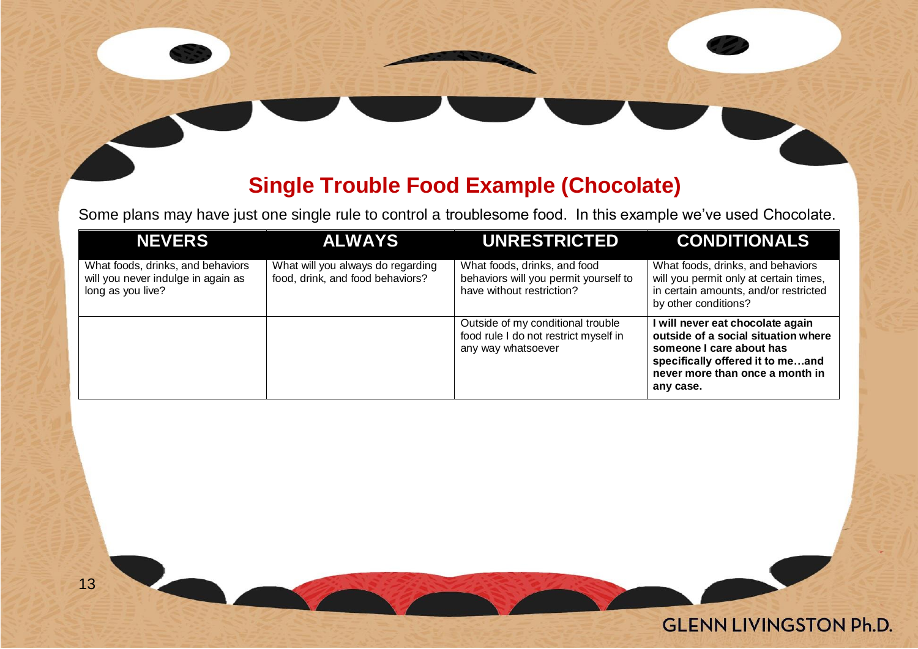## Single Trouble Food Example (Chocolate)

Some plans may have just one single rule to control a troublesome food. In this example we've used Chocolate.

| NEVERS | ALWAYS | UNRESTRICTED | CONDITIONALS |
|---|---|---|---|
| What foods, drinks, and behaviors will you never indulge in again as long as you live? | What will you always do regarding food, drink, and food behaviors? | What foods, drinks, and food behaviors will you permit yourself to have without restriction? | What foods, drinks, and behaviors will you permit only at certain times, in certain amounts, and/or restricted by other conditions? |
| | | Outside of my conditional trouble food rule I do not restrict myself in any way whatsoever | **I will never eat chocolate again outside of a social situation where someone I care about has specifically offered it to me…and never more than once a month in any case.** |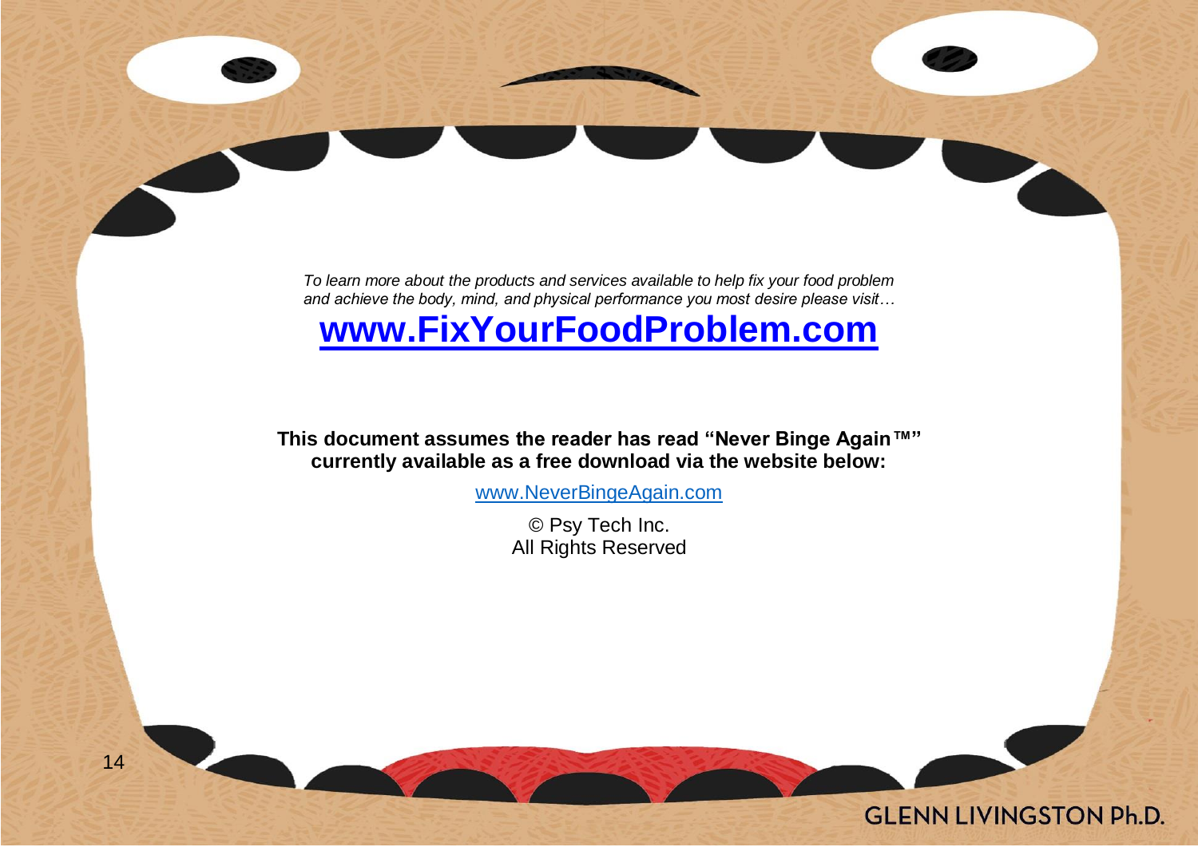*To learn more about the products and services available to help fix your food problem and achieve the body, mind, and physical performance you most desire please visit…*

## [www.FixYourFoodProblem.com](http://www.FixYourFoodProblem.com)

**This document assumes the reader has read "Never Binge Again™" currently available as a free download via the website below:**

[www.NeverBingeAgain.com](http://www.NeverBingeAgain.com)

© Psy Tech Inc.
All Rights Reserved

GLENN LIVINGSTON Ph.D.